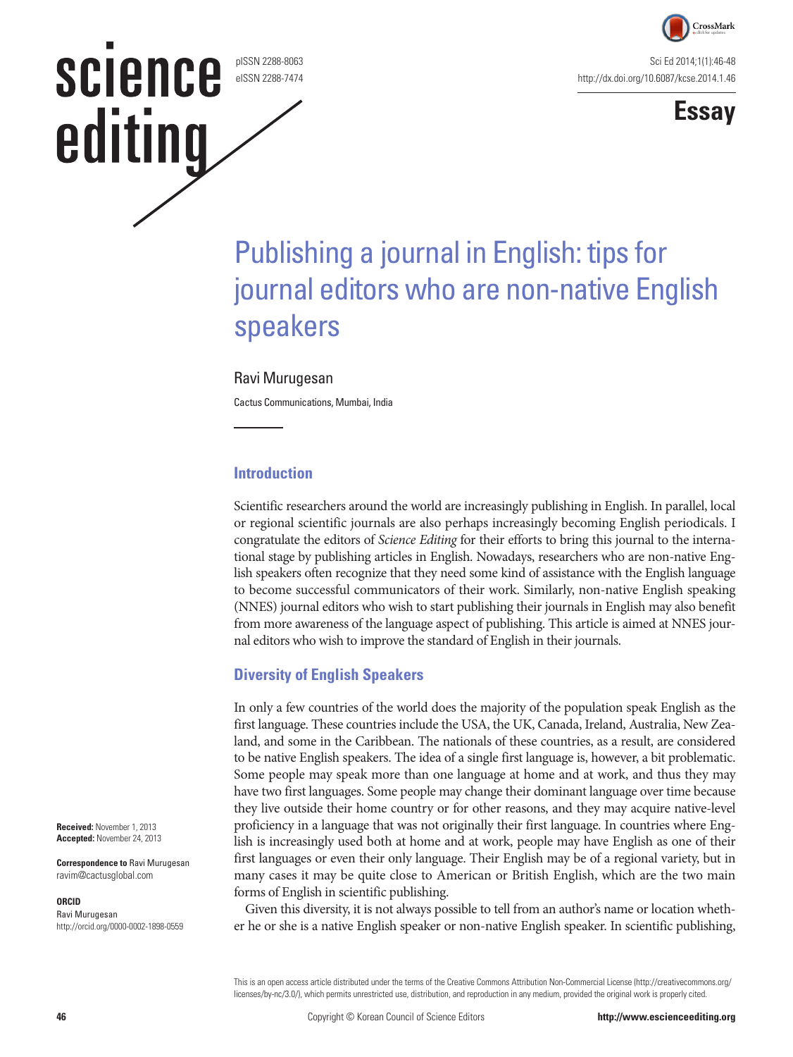# Publishing a journal in English: tips for journal editors who are non-native English speakers

Ravi Murugesan

Cactus Communications, Mumbai, India

**Received:** November 1, 2013
**Accepted:** November 24, 2013

**Correspondence to** Ravi Murugesan
ravim@cactusglobal.com

**ORCID**
Ravi Murugesan
http://orcid.org/0000-0002-1898-0559

## Introduction

Scientific researchers around the world are increasingly publishing in English. In parallel, local or regional scientific journals are also perhaps increasingly becoming English periodicals. I congratulate the editors of *Science Editing* for their efforts to bring this journal to the international stage by publishing articles in English. Nowadays, researchers who are non-native English speakers often recognize that they need some kind of assistance with the English language to become successful communicators of their work. Similarly, non-native English speaking (NNES) journal editors who wish to start publishing their journals in English may also benefit from more awareness of the language aspect of publishing. This article is aimed at NNES journal editors who wish to improve the standard of English in their journals.

## Diversity of English Speakers

In only a few countries of the world does the majority of the population speak English as the first language. These countries include the USA, the UK, Canada, Ireland, Australia, New Zealand, and some in the Caribbean. The nationals of these countries, as a result, are considered to be native English speakers. The idea of a single first language is, however, a bit problematic. Some people may speak more than one language at home and at work, and thus they may have two first languages. Some people may change their dominant language over time because they live outside their home country or for other reasons, and they may acquire native-level proficiency in a language that was not originally their first language. In countries where English is increasingly used both at home and at work, people may have English as one of their first languages or even their only language. Their English may be of a regional variety, but in many cases it may be quite close to American or British English, which are the two main forms of English in scientific publishing.

Given this diversity, it is not always possible to tell from an author's name or location whether he or she is a native English speaker or non-native English speaker. In scientific publishing,

This is an open access article distributed under the terms of the Creative Commons Attribution Non-Commercial License (http://creativecommons.org/licenses/by-nc/3.0/), which permits unrestricted use, distribution, and reproduction in any medium, provided the original work is properly cited.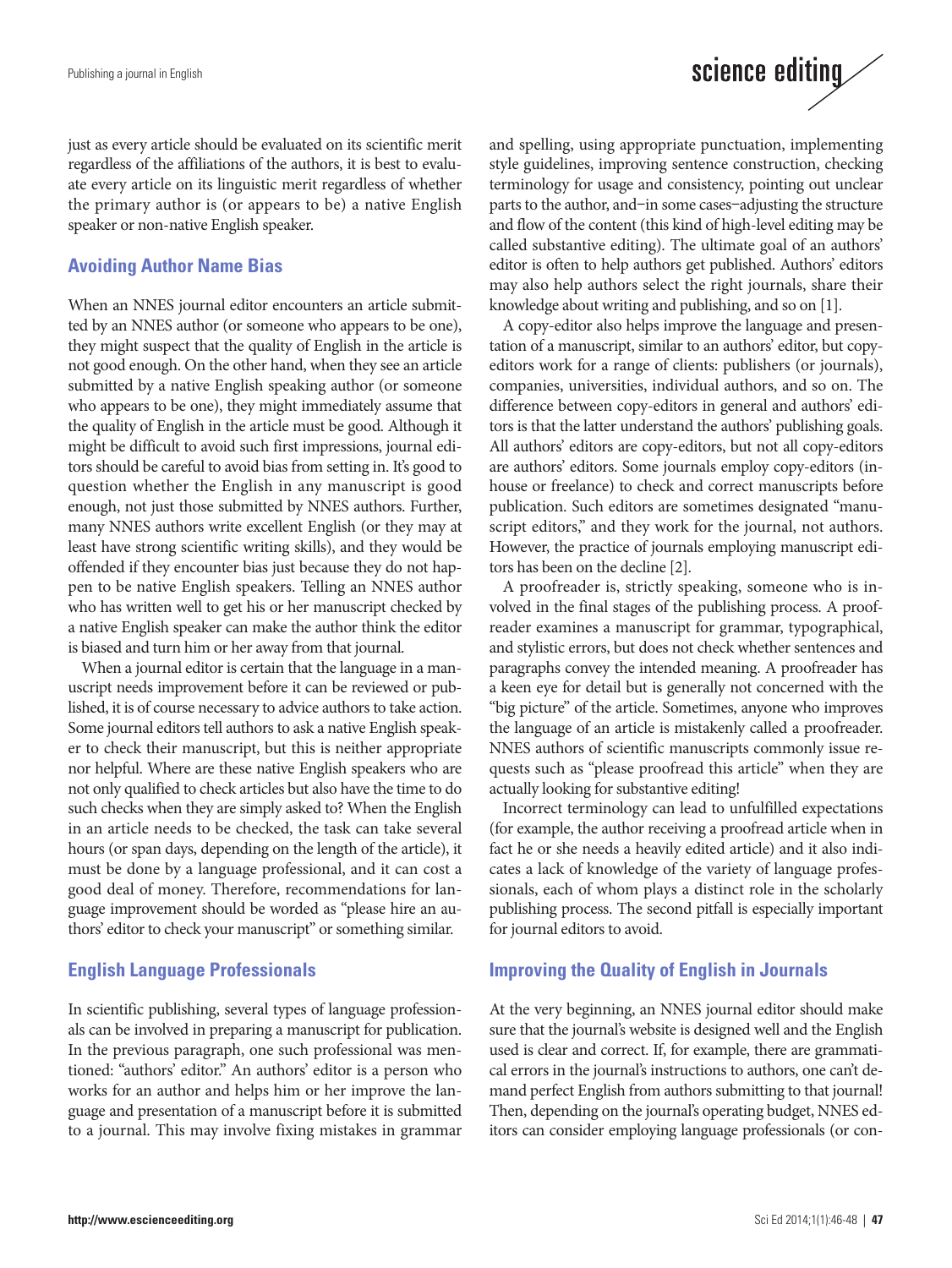just as every article should be evaluated on its scientific merit regardless of the affiliations of the authors, it is best to evaluate every article on its linguistic merit regardless of whether the primary author is (or appears to be) a native English speaker or non-native English speaker.

## Avoiding Author Name Bias

When an NNES journal editor encounters an article submitted by an NNES author (or someone who appears to be one), they might suspect that the quality of English in the article is not good enough. On the other hand, when they see an article submitted by a native English speaking author (or someone who appears to be one), they might immediately assume that the quality of English in the article must be good. Although it might be difficult to avoid such first impressions, journal editors should be careful to avoid bias from setting in. It's good to question whether the English in any manuscript is good enough, not just those submitted by NNES authors. Further, many NNES authors write excellent English (or they may at least have strong scientific writing skills), and they would be offended if they encounter bias just because they do not happen to be native English speakers. Telling an NNES author who has written well to get his or her manuscript checked by a native English speaker can make the author think the editor is biased and turn him or her away from that journal.

When a journal editor is certain that the language in a manuscript needs improvement before it can be reviewed or published, it is of course necessary to advice authors to take action. Some journal editors tell authors to ask a native English speaker to check their manuscript, but this is neither appropriate nor helpful. Where are these native English speakers who are not only qualified to check articles but also have the time to do such checks when they are simply asked to? When the English in an article needs to be checked, the task can take several hours (or span days, depending on the length of the article), it must be done by a language professional, and it can cost a good deal of money. Therefore, recommendations for language improvement should be worded as "please hire an authors' editor to check your manuscript" or something similar.

## English Language Professionals

In scientific publishing, several types of language professionals can be involved in preparing a manuscript for publication. In the previous paragraph, one such professional was mentioned: "authors' editor." An authors' editor is a person who works for an author and helps him or her improve the language and presentation of a manuscript before it is submitted to a journal. This may involve fixing mistakes in grammar and spelling, using appropriate punctuation, implementing style guidelines, improving sentence construction, checking terminology for usage and consistency, pointing out unclear parts to the author, and–in some cases–adjusting the structure and flow of the content (this kind of high-level editing may be called substantive editing). The ultimate goal of an authors' editor is often to help authors get published. Authors' editors may also help authors select the right journals, share their knowledge about writing and publishing, and so on [1].

A copy-editor also helps improve the language and presentation of a manuscript, similar to an authors' editor, but copy-editors work for a range of clients: publishers (or journals), companies, universities, individual authors, and so on. The difference between copy-editors in general and authors' editors is that the latter understand the authors' publishing goals. All authors' editors are copy-editors, but not all copy-editors are authors' editors. Some journals employ copy-editors (in-house or freelance) to check and correct manuscripts before publication. Such editors are sometimes designated "manuscript editors," and they work for the journal, not authors. However, the practice of journals employing manuscript editors has been on the decline [2].

A proofreader is, strictly speaking, someone who is involved in the final stages of the publishing process. A proofreader examines a manuscript for grammar, typographical, and stylistic errors, but does not check whether sentences and paragraphs convey the intended meaning. A proofreader has a keen eye for detail but is generally not concerned with the "big picture" of the article. Sometimes, anyone who improves the language of an article is mistakenly called a proofreader. NNES authors of scientific manuscripts commonly issue requests such as "please proofread this article" when they are actually looking for substantive editing!

Incorrect terminology can lead to unfulfilled expectations (for example, the author receiving a proofread article when in fact he or she needs a heavily edited article) and it also indicates a lack of knowledge of the variety of language professionals, each of whom plays a distinct role in the scholarly publishing process. The second pitfall is especially important for journal editors to avoid.

## Improving the Quality of English in Journals

At the very beginning, an NNES journal editor should make sure that the journal's website is designed well and the English used is clear and correct. If, for example, there are grammatical errors in the journal's instructions to authors, one can't demand perfect English from authors submitting to that journal! Then, depending on the journal's operating budget, NNES editors can consider employing language professionals (or con-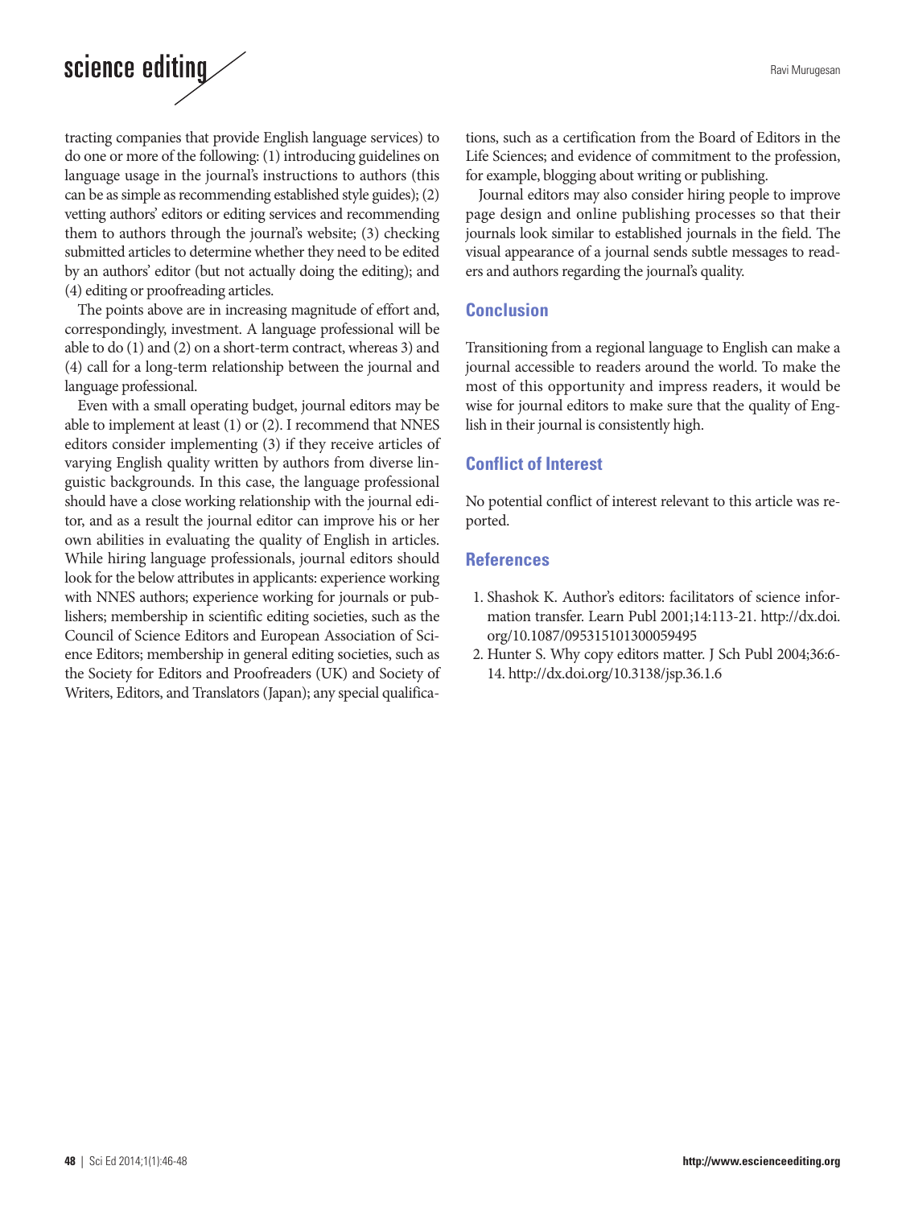tracting companies that provide English language services) to do one or more of the following: (1) introducing guidelines on language usage in the journal's instructions to authors (this can be as simple as recommending established style guides); (2) vetting authors' editors or editing services and recommending them to authors through the journal's website; (3) checking submitted articles to determine whether they need to be edited by an authors' editor (but not actually doing the editing); and (4) editing or proofreading articles.

The points above are in increasing magnitude of effort and, correspondingly, investment. A language professional will be able to do (1) and (2) on a short-term contract, whereas 3) and (4) call for a long-term relationship between the journal and language professional.

Even with a small operating budget, journal editors may be able to implement at least (1) or (2). I recommend that NNES editors consider implementing (3) if they receive articles of varying English quality written by authors from diverse linguistic backgrounds. In this case, the language professional should have a close working relationship with the journal editor, and as a result the journal editor can improve his or her own abilities in evaluating the quality of English in articles. While hiring language professionals, journal editors should look for the below attributes in applicants: experience working with NNES authors; experience working for journals or publishers; membership in scientific editing societies, such as the Council of Science Editors and European Association of Science Editors; membership in general editing societies, such as the Society for Editors and Proofreaders (UK) and Society of Writers, Editors, and Translators (Japan); any special qualifications, such as a certification from the Board of Editors in the Life Sciences; and evidence of commitment to the profession, for example, blogging about writing or publishing.

Journal editors may also consider hiring people to improve page design and online publishing processes so that their journals look similar to established journals in the field. The visual appearance of a journal sends subtle messages to readers and authors regarding the journal's quality.

## Conclusion

Transitioning from a regional language to English can make a journal accessible to readers around the world. To make the most of this opportunity and impress readers, it would be wise for journal editors to make sure that the quality of English in their journal is consistently high.

## Conflict of Interest

No potential conflict of interest relevant to this article was reported.

## References

1. Shashok K. Author's editors: facilitators of science information transfer. Learn Publ 2001;14:113-21. http://dx.doi.org/10.1087/095315101300059495
2. Hunter S. Why copy editors matter. J Sch Publ 2004;36:6-14. http://dx.doi.org/10.3138/jsp.36.1.6